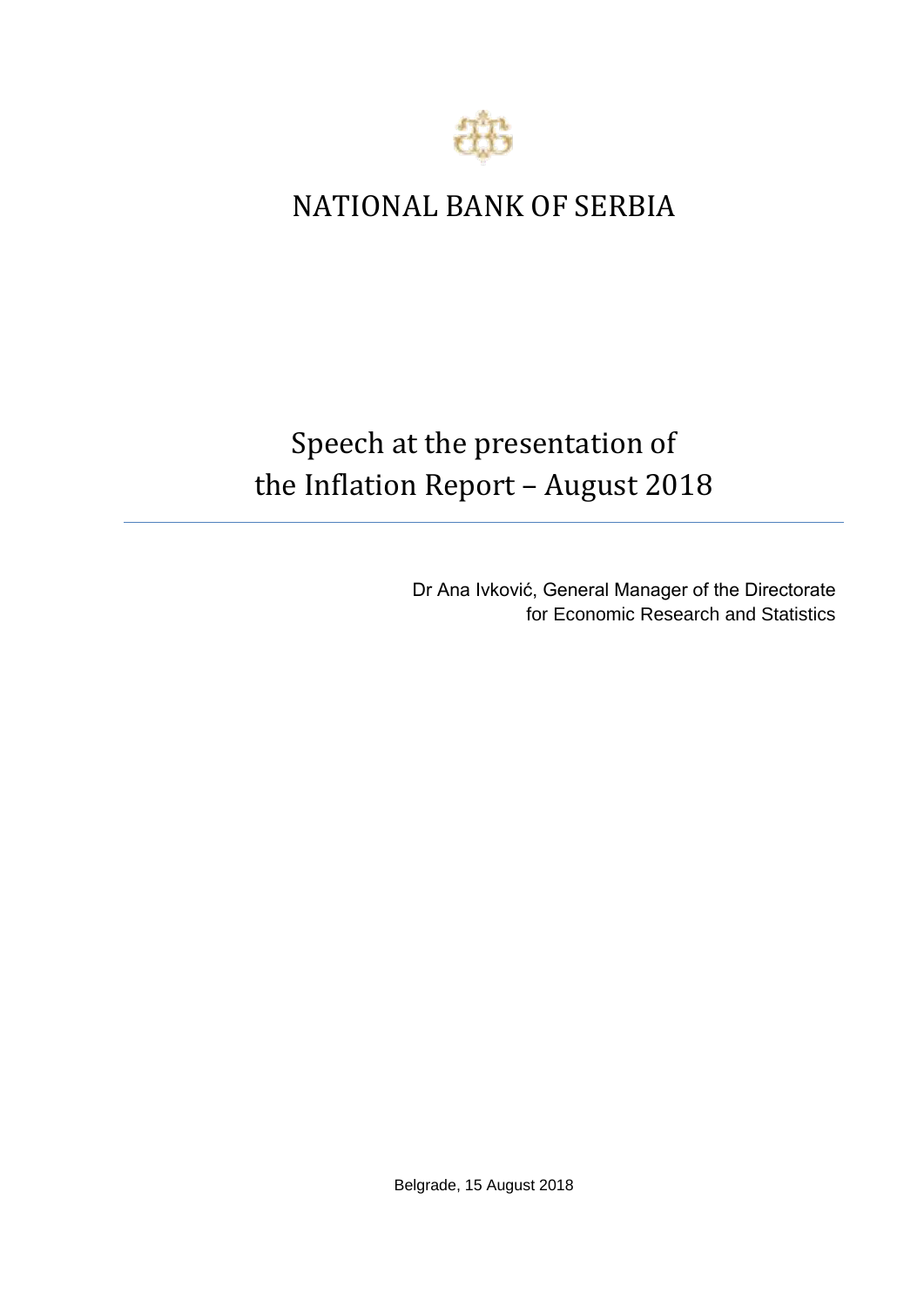# NATIONAL BANK OF SERBIA

## Speech at the presentation of the Inflation Report – August 2018

Dr Ana Ivković, General Manager of the Directorate for Economic Research and Statistics

Belgrade, 15 August 2018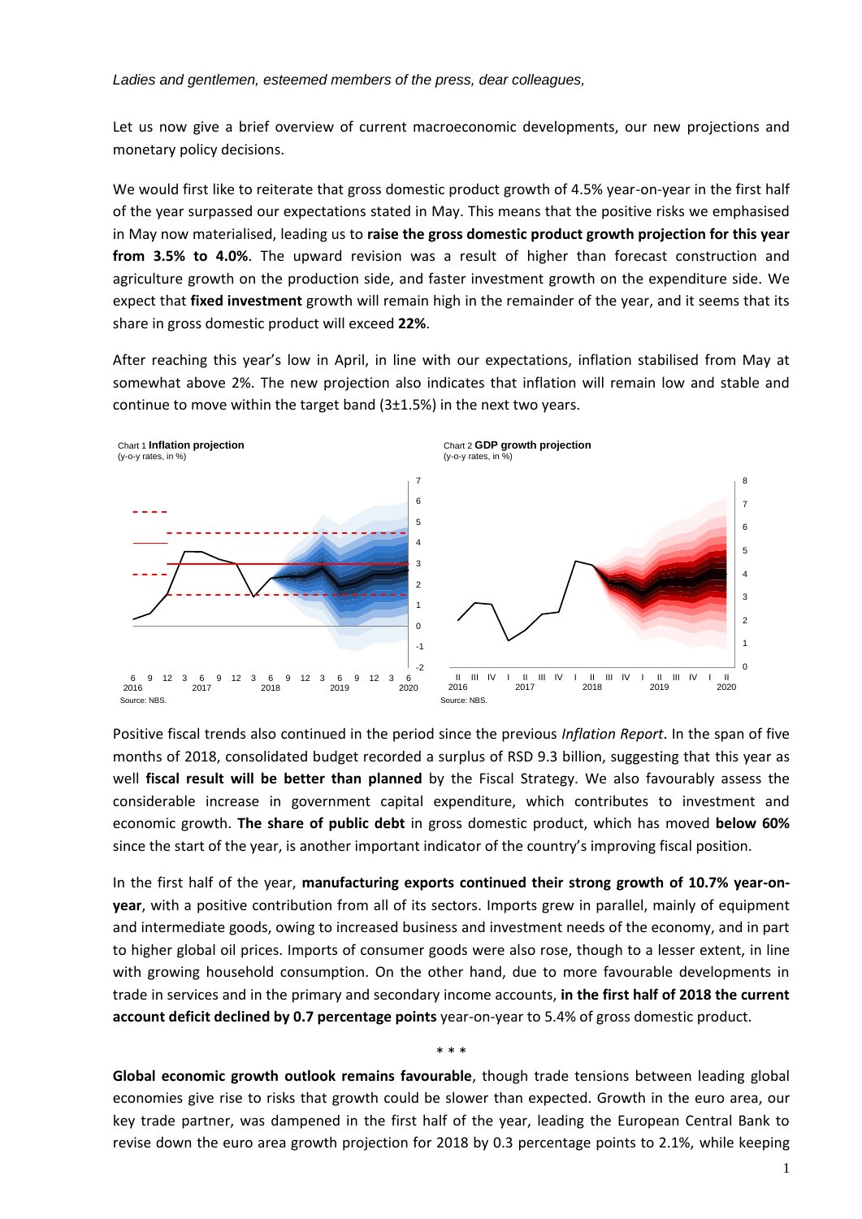*Ladies and gentlemen, esteemed members of the press, dear colleagues,*

Let us now give a brief overview of current macroeconomic developments, our new projections and monetary policy decisions.

We would first like to reiterate that gross domestic product growth of 4.5% year-on-year in the first half of the year surpassed our expectations stated in May. This means that the positive risks we emphasised in May now materialised, leading us to **raise the gross domestic product growth projection for this year from 3.5% to 4.0%**. The upward revision was a result of higher than forecast construction and agriculture growth on the production side, and faster investment growth on the expenditure side. We expect that **fixed investment** growth will remain high in the remainder of the year, and it seems that its share in gross domestic product will exceed **22%**.

After reaching this year's low in April, in line with our expectations, inflation stabilised from May at somewhat above 2%. The new projection also indicates that inflation will remain low and stable and continue to move within the target band (3±1.5%) in the next two years.

Chart 1 **Inflation projection**
(y-o-y rates, in %)

Source: NBS.

Chart 2 **GDP growth projection**
(y-o-y rates, in %)

Source: NBS.

Positive fiscal trends also continued in the period since the previous *Inflation Report*. In the span of five months of 2018, consolidated budget recorded a surplus of RSD 9.3 billion, suggesting that this year as well **fiscal result will be better than planned** by the Fiscal Strategy. We also favourably assess the considerable increase in government capital expenditure, which contributes to investment and economic growth. **The share of public debt** in gross domestic product, which has moved **below 60%** since the start of the year, is another important indicator of the country's improving fiscal position.

In the first half of the year, **manufacturing exports continued their strong growth of 10.7% year-on-year**, with a positive contribution from all of its sectors. Imports grew in parallel, mainly of equipment and intermediate goods, owing to increased business and investment needs of the economy, and in part to higher global oil prices. Imports of consumer goods were also rose, though to a lesser extent, in line with growing household consumption. On the other hand, due to more favourable developments in trade in services and in the primary and secondary income accounts, **in the first half of 2018 the current account deficit declined by 0.7 percentage points** year-on-year to 5.4% of gross domestic product.

\* \* \*

**Global economic growth outlook remains favourable**, though trade tensions between leading global economies give rise to risks that growth could be slower than expected. Growth in the euro area, our key trade partner, was dampened in the first half of the year, leading the European Central Bank to revise down the euro area growth projection for 2018 by 0.3 percentage points to 2.1%, while keeping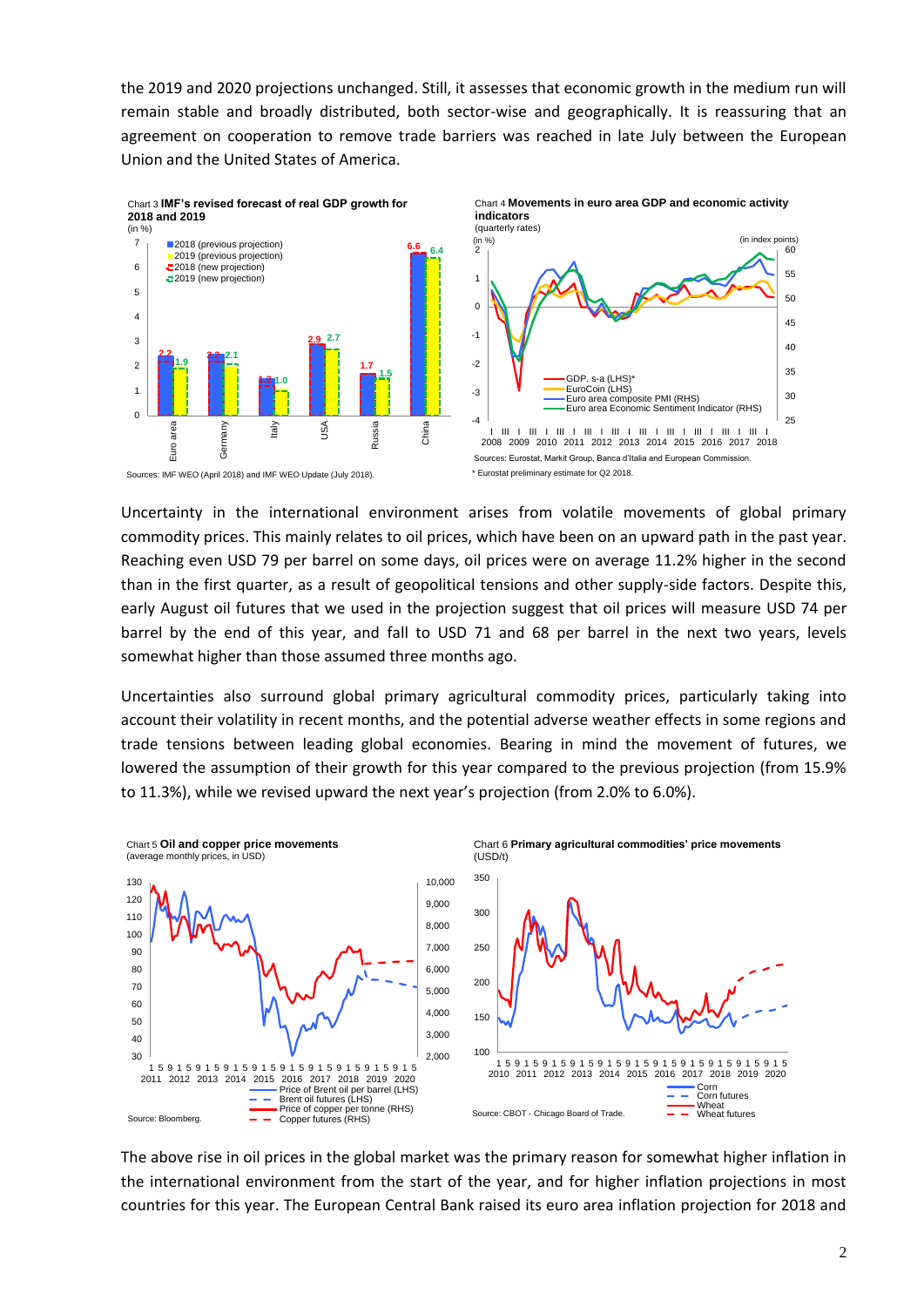the 2019 and 2020 projections unchanged. Still, it assesses that economic growth in the medium run will remain stable and broadly distributed, both sector-wise and geographically. It is reassuring that an agreement on cooperation to remove trade barriers was reached in late July between the European Union and the United States of America.

Chart 3 **IMF's revised forecast of real GDP growth for 2018 and 2019**
(in %)

Sources: IMF WEO (April 2018) and IMF WEO Update (July 2018).

Chart 4 **Movements in euro area GDP and economic activity indicators**
(quarterly rates)

Sources: Eurostat, Markit Group, Banca d'Italia and European Commission.
* Eurostat preliminary estimate for Q2 2018.

Uncertainty in the international environment arises from volatile movements of global primary commodity prices. This mainly relates to oil prices, which have been on an upward path in the past year. Reaching even USD 79 per barrel on some days, oil prices were on average 11.2% higher in the second than in the first quarter, as a result of geopolitical tensions and other supply-side factors. Despite this, early August oil futures that we used in the projection suggest that oil prices will measure USD 74 per barrel by the end of this year, and fall to USD 71 and 68 per barrel in the next two years, levels somewhat higher than those assumed three months ago.

Uncertainties also surround global primary agricultural commodity prices, particularly taking into account their volatility in recent months, and the potential adverse weather effects in some regions and trade tensions between leading global economies. Bearing in mind the movement of futures, we lowered the assumption of their growth for this year compared to the previous projection (from 15.9% to 11.3%), while we revised upward the next year's projection (from 2.0% to 6.0%).

Chart 5 **Oil and copper price movements**
(average monthly prices, in USD)

Source: Bloomberg.

Chart 6 **Primary agricultural commodities' price movements**
(USD/t)

Source: CBOT - Chicago Board of Trade.

The above rise in oil prices in the global market was the primary reason for somewhat higher inflation in the international environment from the start of the year, and for higher inflation projections in most countries for this year. The European Central Bank raised its euro area inflation projection for 2018 and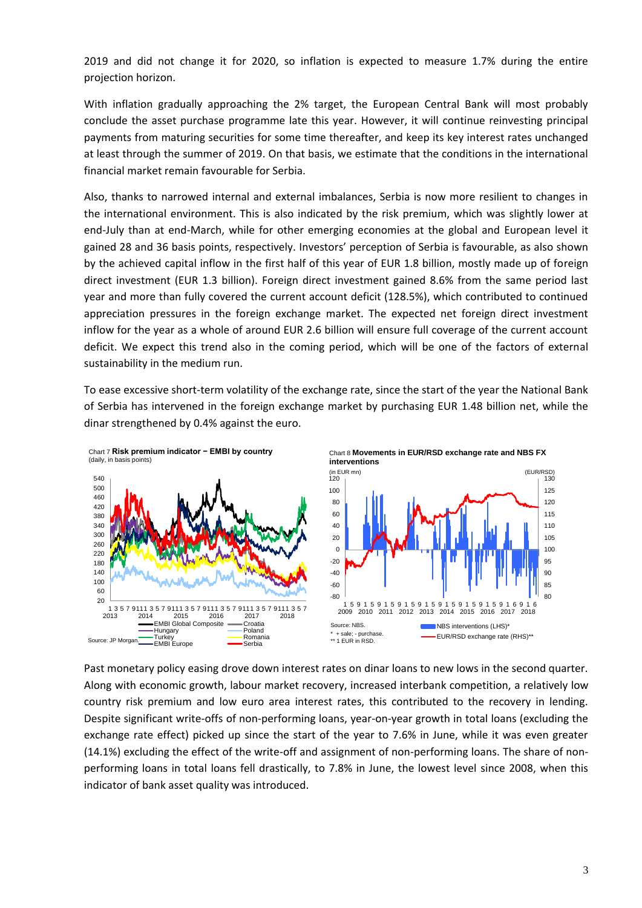2019 and did not change it for 2020, so inflation is expected to measure 1.7% during the entire projection horizon.

With inflation gradually approaching the 2% target, the European Central Bank will most probably conclude the asset purchase programme late this year. However, it will continue reinvesting principal payments from maturing securities for some time thereafter, and keep its key interest rates unchanged at least through the summer of 2019. On that basis, we estimate that the conditions in the international financial market remain favourable for Serbia.

Also, thanks to narrowed internal and external imbalances, Serbia is now more resilient to changes in the international environment. This is also indicated by the risk premium, which was slightly lower at end-July than at end-March, while for other emerging economies at the global and European level it gained 28 and 36 basis points, respectively. Investors' perception of Serbia is favourable, as also shown by the achieved capital inflow in the first half of this year of EUR 1.8 billion, mostly made up of foreign direct investment (EUR 1.3 billion). Foreign direct investment gained 8.6% from the same period last year and more than fully covered the current account deficit (128.5%), which contributed to continued appreciation pressures in the foreign exchange market. The expected net foreign direct investment inflow for the year as a whole of around EUR 2.6 billion will ensure full coverage of the current account deficit. We expect this trend also in the coming period, which will be one of the factors of external sustainability in the medium run.

To ease excessive short-term volatility of the exchange rate, since the start of the year the National Bank of Serbia has intervened in the foreign exchange market by purchasing EUR 1.48 billion net, while the dinar strengthened by 0.4% against the euro.

Chart 7 **Risk premium indicator − EMBI by country**
(daily, in basis points)

Source: JP Morgan.

Chart 8 **Movements in EUR/RSD exchange rate and NBS FX interventions**

Source: NBS.
\* + sale; - purchase.
\*\* 1 EUR in RSD.

Past monetary policy easing drove down interest rates on dinar loans to new lows in the second quarter. Along with economic growth, labour market recovery, increased interbank competition, a relatively low country risk premium and low euro area interest rates, this contributed to the recovery in lending. Despite significant write-offs of non-performing loans, year-on-year growth in total loans (excluding the exchange rate effect) picked up since the start of the year to 7.6% in June, while it was even greater (14.1%) excluding the effect of the write-off and assignment of non-performing loans. The share of non-performing loans in total loans fell drastically, to 7.8% in June, the lowest level since 2008, when this indicator of bank asset quality was introduced.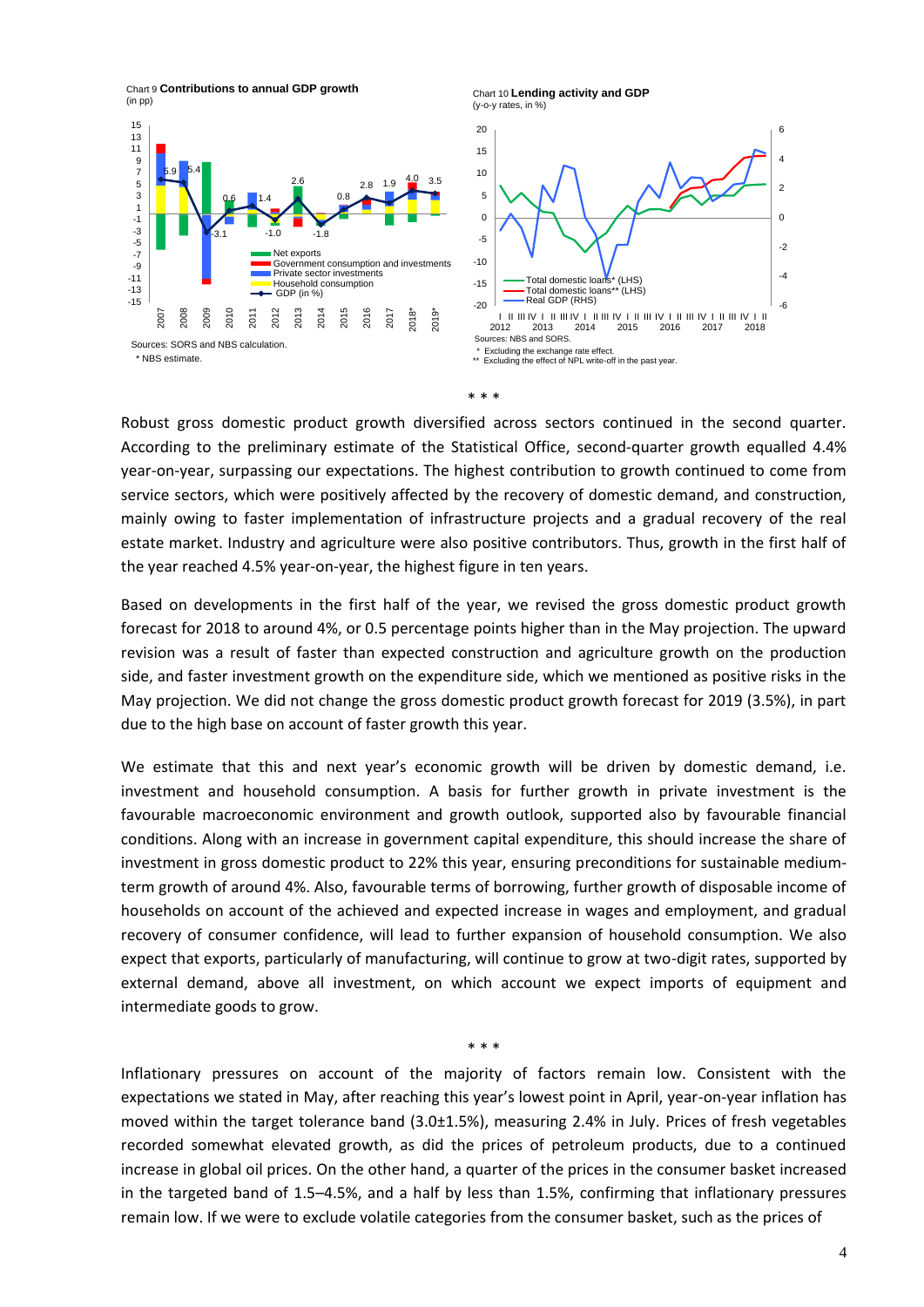Chart 9 **Contributions to annual GDP growth**
(in pp)

Sources: SORS and NBS calculation.
* NBS estimate.

Chart 10 **Lending activity and GDP**
(y-o-y rates, in %)

Sources: NBS and SORS.
* Excluding the exchange rate effect.
** Excluding the effect of NPL write-off in the past year.

\* \* \*

Robust gross domestic product growth diversified across sectors continued in the second quarter. According to the preliminary estimate of the Statistical Office, second-quarter growth equalled 4.4% year-on-year, surpassing our expectations. The highest contribution to growth continued to come from service sectors, which were positively affected by the recovery of domestic demand, and construction, mainly owing to faster implementation of infrastructure projects and a gradual recovery of the real estate market. Industry and agriculture were also positive contributors. Thus, growth in the first half of the year reached 4.5% year-on-year, the highest figure in ten years.

Based on developments in the first half of the year, we revised the gross domestic product growth forecast for 2018 to around 4%, or 0.5 percentage points higher than in the May projection. The upward revision was a result of faster than expected construction and agriculture growth on the production side, and faster investment growth on the expenditure side, which we mentioned as positive risks in the May projection. We did not change the gross domestic product growth forecast for 2019 (3.5%), in part due to the high base on account of faster growth this year.

We estimate that this and next year's economic growth will be driven by domestic demand, i.e. investment and household consumption. A basis for further growth in private investment is the favourable macroeconomic environment and growth outlook, supported also by favourable financial conditions. Along with an increase in government capital expenditure, this should increase the share of investment in gross domestic product to 22% this year, ensuring preconditions for sustainable medium-term growth of around 4%. Also, favourable terms of borrowing, further growth of disposable income of households on account of the achieved and expected increase in wages and employment, and gradual recovery of consumer confidence, will lead to further expansion of household consumption. We also expect that exports, particularly of manufacturing, will continue to grow at two-digit rates, supported by external demand, above all investment, on which account we expect imports of equipment and intermediate goods to grow.

\* \* \*

Inflationary pressures on account of the majority of factors remain low. Consistent with the expectations we stated in May, after reaching this year's lowest point in April, year-on-year inflation has moved within the target tolerance band (3.0±1.5%), measuring 2.4% in July. Prices of fresh vegetables recorded somewhat elevated growth, as did the prices of petroleum products, due to a continued increase in global oil prices. On the other hand, a quarter of the prices in the consumer basket increased in the targeted band of 1.5–4.5%, and a half by less than 1.5%, confirming that inflationary pressures remain low. If we were to exclude volatile categories from the consumer basket, such as the prices of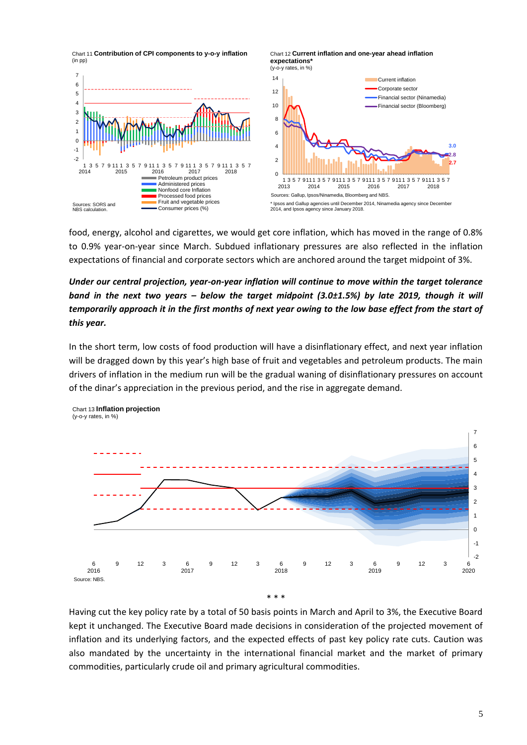Chart 11 **Contribution of CPI components to y-o-y inflation**
(in pp)

Sources: SORS and NBS calculation.

Chart 12 **Current inflation and one-year ahead inflation expectations***
(y-o-y rates, in %)

Sources: Gallup, Ipsos/Ninamedia, Bloomberg and NBS.

* Ipsos and Gallup agencies until December 2014, Ninamedia agency since December 2014, and Ipsos agency since January 2018.

food, energy, alcohol and cigarettes, we would get core inflation, which has moved in the range of 0.8% to 0.9% year-on-year since March. Subdued inflationary pressures are also reflected in the inflation expectations of financial and corporate sectors which are anchored around the target midpoint of 3%.

***Under our central projection, year-on-year inflation will continue to move within the target tolerance band in the next two years – below the target midpoint (3.0±1.5%) by late 2019, though it will temporarily approach it in the first months of next year owing to the low base effect from the start of this year.***

In the short term, low costs of food production will have a disinflationary effect, and next year inflation will be dragged down by this year's high base of fruit and vegetables and petroleum products. The main drivers of inflation in the medium run will be the gradual waning of disinflationary pressures on account of the dinar's appreciation in the previous period, and the rise in aggregate demand.

Chart 13 **Inflation projection**
(y-o-y rates, in %)

Source: NBS.

\* \* \*

Having cut the key policy rate by a total of 50 basis points in March and April to 3%, the Executive Board kept it unchanged. The Executive Board made decisions in consideration of the projected movement of inflation and its underlying factors, and the expected effects of past key policy rate cuts. Caution was also mandated by the uncertainty in the international financial market and the market of primary commodities, particularly crude oil and primary agricultural commodities.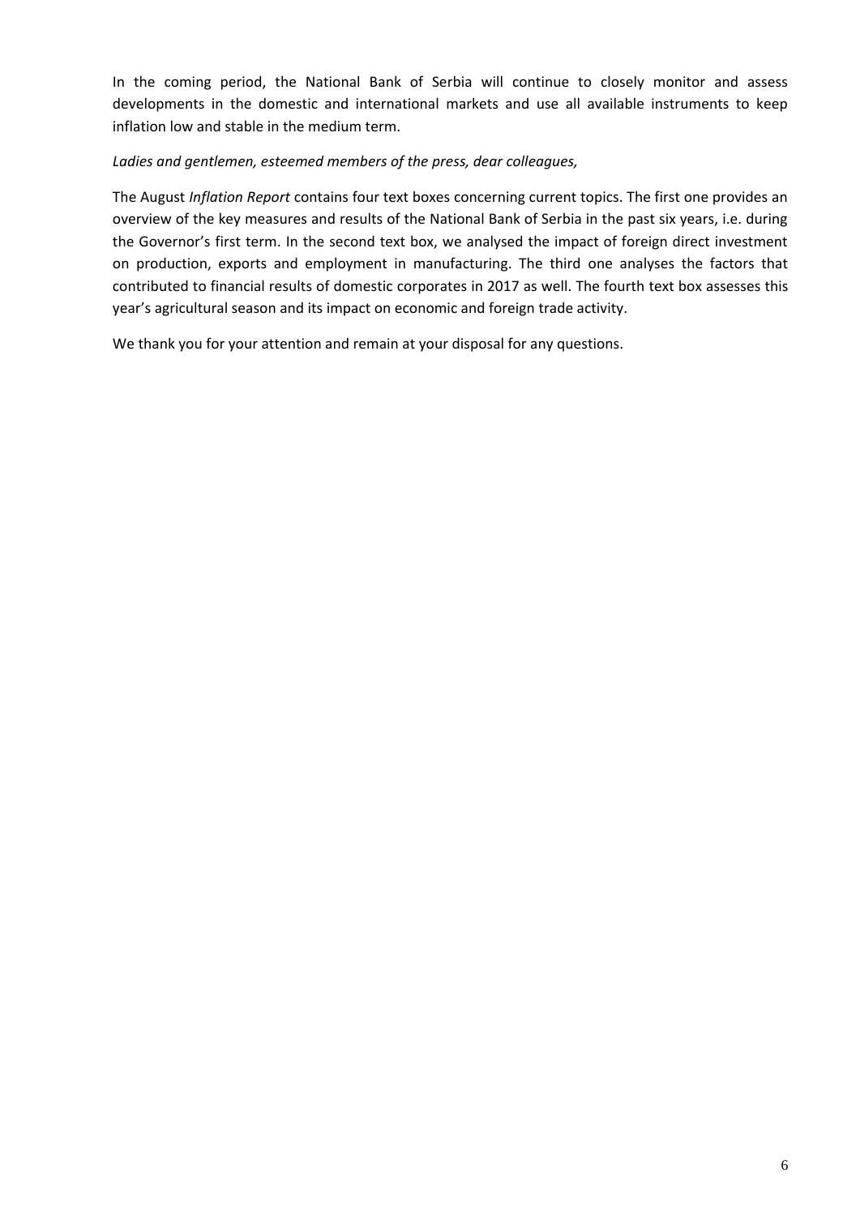In the coming period, the National Bank of Serbia will continue to closely monitor and assess developments in the domestic and international markets and use all available instruments to keep inflation low and stable in the medium term.

*Ladies and gentlemen, esteemed members of the press, dear colleagues,*

The August *Inflation Report* contains four text boxes concerning current topics. The first one provides an overview of the key measures and results of the National Bank of Serbia in the past six years, i.e. during the Governor's first term. In the second text box, we analysed the impact of foreign direct investment on production, exports and employment in manufacturing. The third one analyses the factors that contributed to financial results of domestic corporates in 2017 as well. The fourth text box assesses this year's agricultural season and its impact on economic and foreign trade activity.

We thank you for your attention and remain at your disposal for any questions.